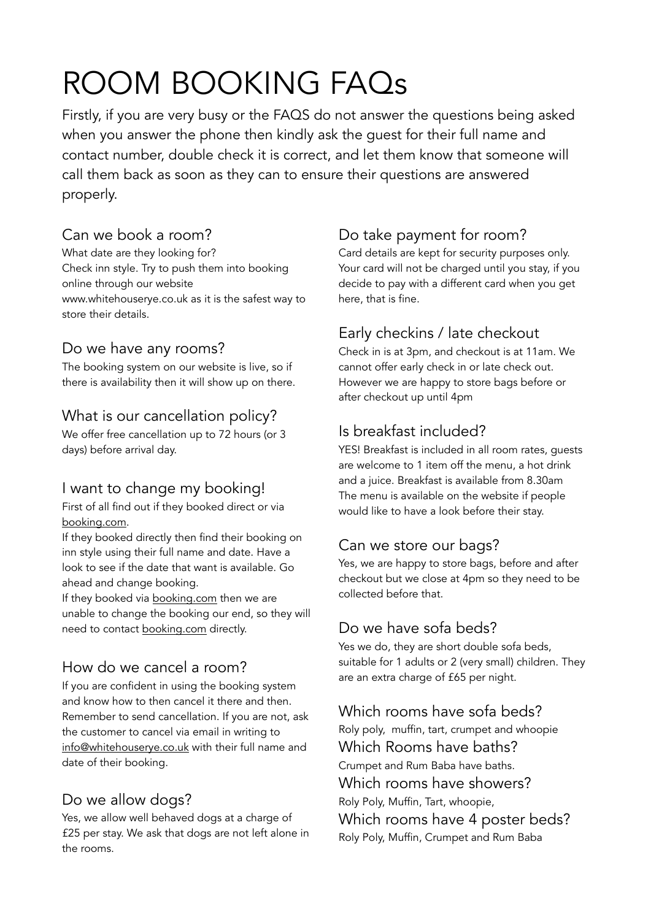# ROOM BOOKING FAQs

Firstly, if you are very busy or the FAQS do not answer the questions being asked when you answer the phone then kindly ask the guest for their full name and contact number, double check it is correct, and let them know that someone will call them back as soon as they can to ensure their questions are answered properly.

## Can we book a room?

What date are they looking for?
Check inn style. Try to push them into booking online through our website www.whitehouserye.co.uk as it is the safest way to store their details.

## Do we have any rooms?

The booking system on our website is live, so if there is availability then it will show up on there.

## What is our cancellation policy?

We offer free cancellation up to 72 hours (or 3 days) before arrival day.

## I want to change my booking!

First of all find out if they booked direct or via booking.com.

If they booked directly then find their booking on inn style using their full name and date. Have a look to see if the date that want is available. Go ahead and change booking.

If they booked via booking.com then we are unable to change the booking our end, so they will need to contact booking.com directly.

## How do we cancel a room?

If you are confident in using the booking system and know how to then cancel it there and then. Remember to send cancellation. If you are not, ask the customer to cancel via email in writing to info@whitehouserye.co.uk with their full name and date of their booking.

## Do we allow dogs?

Yes, we allow well behaved dogs at a charge of £25 per stay. We ask that dogs are not left alone in the rooms.

## Do take payment for room?

Card details are kept for security purposes only. Your card will not be charged until you stay, if you decide to pay with a different card when you get here, that is fine.

## Early checkins / late checkout

Check in is at 3pm, and checkout is at 11am. We cannot offer early check in or late check out. However we are happy to store bags before or after checkout up until 4pm

## Is breakfast included?

YES! Breakfast is included in all room rates, guests are welcome to 1 item off the menu, a hot drink and a juice. Breakfast is available from 8.30am The menu is available on the website if people would like to have a look before their stay.

## Can we store our bags?

Yes, we are happy to store bags, before and after checkout but we close at 4pm so they need to be collected before that.

## Do we have sofa beds?

Yes we do, they are short double sofa beds, suitable for 1 adults or 2 (very small) children. They are an extra charge of £65 per night.

## Which rooms have sofa beds?

Roly poly, muffin, tart, crumpet and whoopie

## Which Rooms have baths?

Crumpet and Rum Baba have baths.

## Which rooms have showers?

Roly Poly, Muffin, Tart, whoopie,

## Which rooms have 4 poster beds?

Roly Poly, Muffin, Crumpet and Rum Baba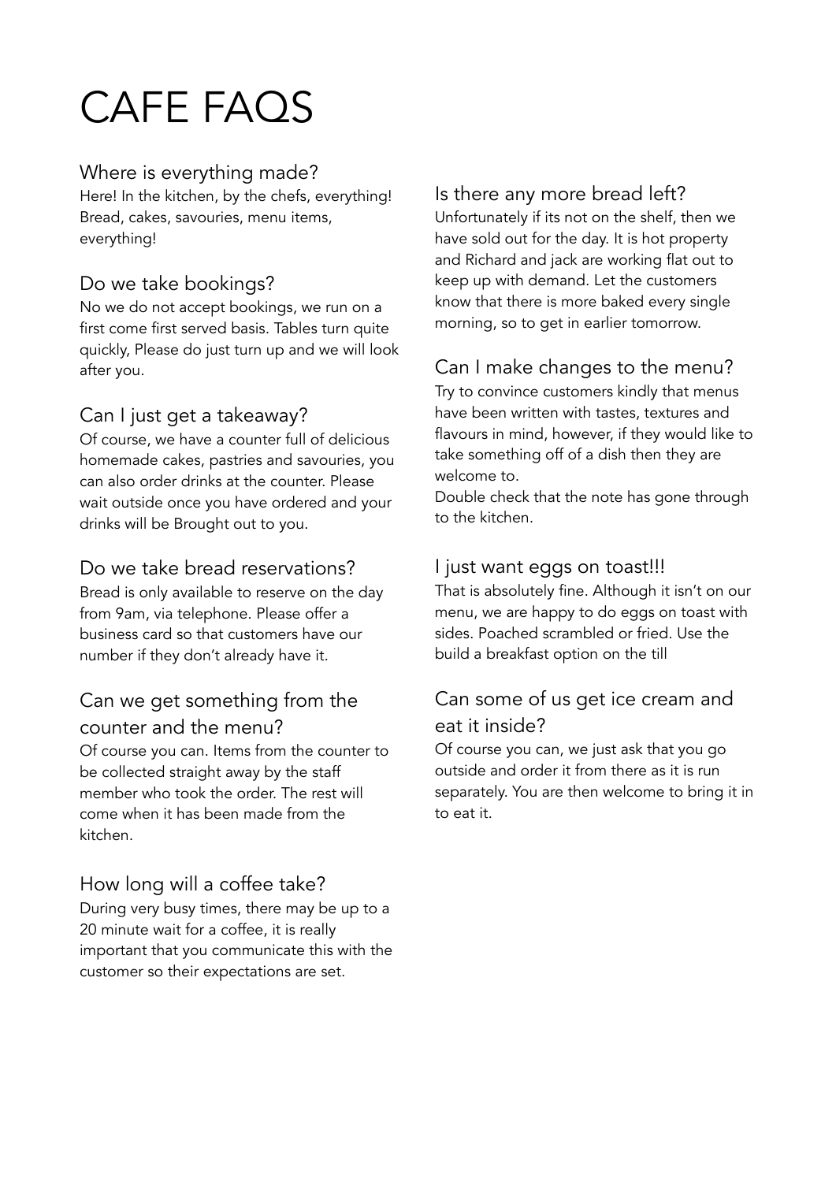# CAFE FAQS

## Where is everything made?

Here! In the kitchen, by the chefs, everything! Bread, cakes, savouries, menu items, everything!

## Do we take bookings?

No we do not accept bookings, we run on a first come first served basis. Tables turn quite quickly, Please do just turn up and we will look after you.

## Can I just get a takeaway?

Of course, we have a counter full of delicious homemade cakes, pastries and savouries, you can also order drinks at the counter. Please wait outside once you have ordered and your drinks will be Brought out to you.

## Do we take bread reservations?

Bread is only available to reserve on the day from 9am, via telephone. Please offer a business card so that customers have our number if they don't already have it.

## Can we get something from the counter and the menu?

Of course you can. Items from the counter to be collected straight away by the staff member who took the order. The rest will come when it has been made from the kitchen.

## How long will a coffee take?

During very busy times, there may be up to a 20 minute wait for a coffee, it is really important that you communicate this with the customer so their expectations are set.

## Is there any more bread left?

Unfortunately if its not on the shelf, then we have sold out for the day. It is hot property and Richard and jack are working flat out to keep up with demand. Let the customers know that there is more baked every single morning, so to get in earlier tomorrow.

## Can I make changes to the menu?

Try to convince customers kindly that menus have been written with tastes, textures and flavours in mind, however, if they would like to take something off of a dish then they are welcome to.

Double check that the note has gone through to the kitchen.

## I just want eggs on toast!!!

That is absolutely fine. Although it isn't on our menu, we are happy to do eggs on toast with sides. Poached scrambled or fried. Use the build a breakfast option on the till

## Can some of us get ice cream and eat it inside?

Of course you can, we just ask that you go outside and order it from there as it is run separately. You are then welcome to bring it in to eat it.